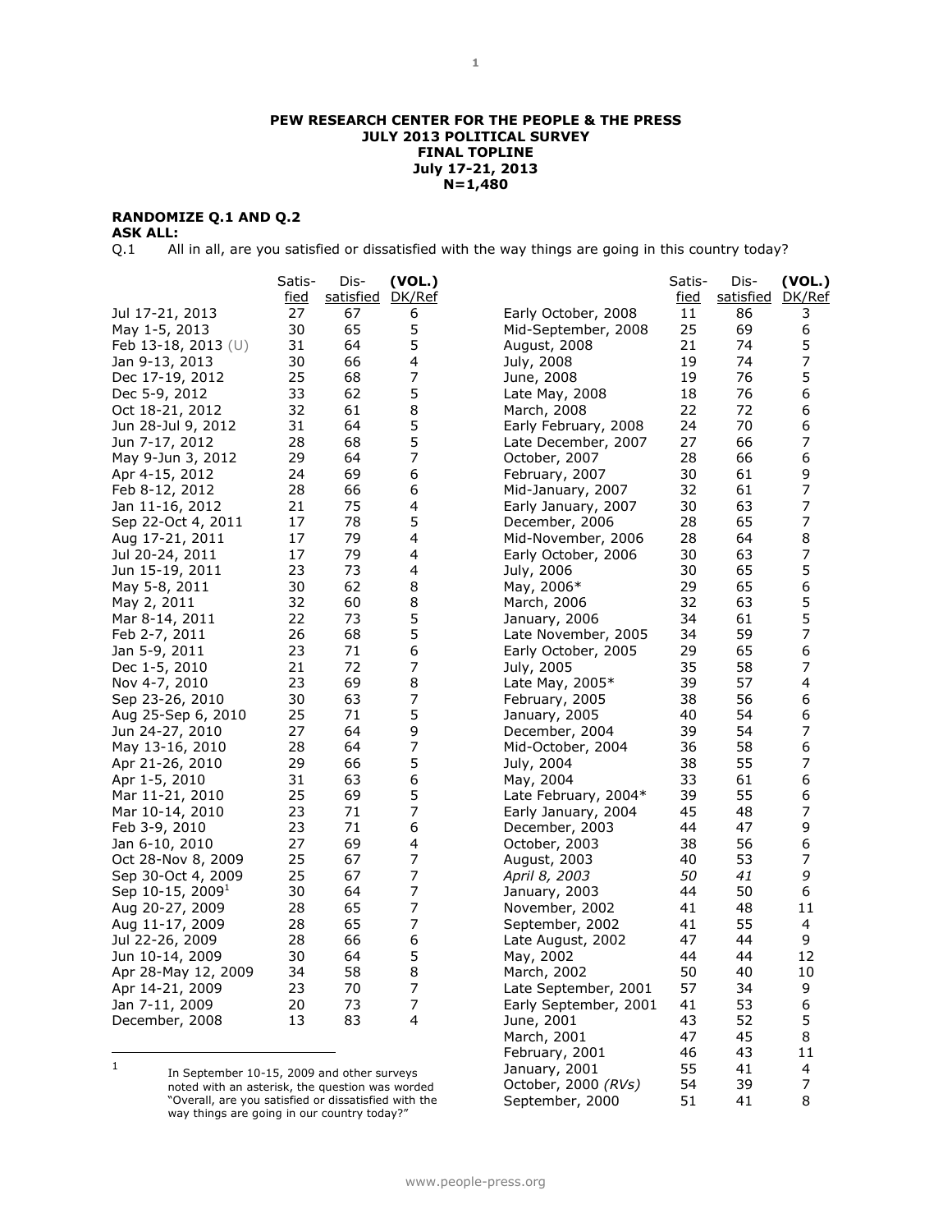**PEW RESEARCH CENTER FOR THE PEOPLE & THE PRESS**
**JULY 2013 POLITICAL SURVEY**
**FINAL TOPLINE**
**July 17-21, 2013**
**N=1,480**

**RANDOMIZE Q.1 AND Q.2**
**ASK ALL:**
Q.1 All in all, are you satisfied or dissatisfied with the way things are going in this country today?

| | Satis-fied | Dis-satisfied | (VOL.) DK/Ref |
|---|---|---|---|
| Jul 17-21, 2013 | 27 | 67 | 6 |
| May 1-5, 2013 | 30 | 65 | 5 |
| Feb 13-18, 2013 (U) | 31 | 64 | 5 |
| Jan 9-13, 2013 | 30 | 66 | 4 |
| Dec 17-19, 2012 | 25 | 68 | 7 |
| Dec 5-9, 2012 | 33 | 62 | 5 |
| Oct 18-21, 2012 | 32 | 61 | 8 |
| Jun 28-Jul 9, 2012 | 31 | 64 | 5 |
| Jun 7-17, 2012 | 28 | 68 | 5 |
| May 9-Jun 3, 2012 | 29 | 64 | 7 |
| Apr 4-15, 2012 | 24 | 69 | 6 |
| Feb 8-12, 2012 | 28 | 66 | 6 |
| Jan 11-16, 2012 | 21 | 75 | 4 |
| Sep 22-Oct 4, 2011 | 17 | 78 | 5 |
| Aug 17-21, 2011 | 17 | 79 | 4 |
| Jul 20-24, 2011 | 17 | 79 | 4 |
| Jun 15-19, 2011 | 23 | 73 | 4 |
| May 5-8, 2011 | 30 | 62 | 8 |
| May 2, 2011 | 32 | 60 | 8 |
| Mar 8-14, 2011 | 22 | 73 | 5 |
| Feb 2-7, 2011 | 26 | 68 | 5 |
| Jan 5-9, 2011 | 23 | 71 | 6 |
| Dec 1-5, 2010 | 21 | 72 | 7 |
| Nov 4-7, 2010 | 23 | 69 | 8 |
| Sep 23-26, 2010 | 30 | 63 | 7 |
| Aug 25-Sep 6, 2010 | 25 | 71 | 5 |
| Jun 24-27, 2010 | 27 | 64 | 9 |
| May 13-16, 2010 | 28 | 64 | 7 |
| Apr 21-26, 2010 | 29 | 66 | 5 |
| Apr 1-5, 2010 | 31 | 63 | 6 |
| Mar 11-21, 2010 | 25 | 69 | 5 |
| Mar 10-14, 2010 | 23 | 71 | 7 |
| Feb 3-9, 2010 | 23 | 71 | 6 |
| Jan 6-10, 2010 | 27 | 69 | 4 |
| Oct 28-Nov 8, 2009 | 25 | 67 | 7 |
| Sep 30-Oct 4, 2009 | 25 | 67 | 7 |
| Sep 10-15, 2009[1] | 30 | 64 | 7 |
| Aug 20-27, 2009 | 28 | 65 | 7 |
| Aug 11-17, 2009 | 28 | 65 | 7 |
| Jul 22-26, 2009 | 28 | 66 | 6 |
| Jun 10-14, 2009 | 30 | 64 | 5 |
| Apr 28-May 12, 2009 | 34 | 58 | 8 |
| Apr 14-21, 2009 | 23 | 70 | 7 |
| Jan 7-11, 2009 | 20 | 73 | 7 |
| December, 2008 | 13 | 83 | 4 |
| Early October, 2008 | 11 | 86 | 3 |
| Mid-September, 2008 | 25 | 69 | 6 |
| August, 2008 | 21 | 74 | 5 |
| July, 2008 | 19 | 74 | 7 |
| June, 2008 | 19 | 76 | 5 |
| Late May, 2008 | 18 | 76 | 6 |
| March, 2008 | 22 | 72 | 6 |
| Early February, 2008 | 24 | 70 | 6 |
| Late December, 2007 | 27 | 66 | 7 |
| October, 2007 | 28 | 66 | 6 |
| February, 2007 | 30 | 61 | 9 |
| Mid-January, 2007 | 32 | 61 | 7 |
| Early January, 2007 | 30 | 63 | 7 |
| December, 2006 | 28 | 65 | 7 |
| Mid-November, 2006 | 28 | 64 | 8 |
| Early October, 2006 | 30 | 63 | 7 |
| July, 2006 | 30 | 65 | 5 |
| May, 2006* | 29 | 65 | 6 |
| March, 2006 | 32 | 63 | 5 |
| January, 2006 | 34 | 61 | 5 |
| Late November, 2005 | 34 | 59 | 7 |
| Early October, 2005 | 29 | 65 | 6 |
| July, 2005 | 35 | 58 | 7 |
| Late May, 2005* | 39 | 57 | 4 |
| February, 2005 | 38 | 56 | 6 |
| January, 2005 | 40 | 54 | 6 |
| December, 2004 | 39 | 54 | 7 |
| Mid-October, 2004 | 36 | 58 | 6 |
| July, 2004 | 38 | 55 | 7 |
| May, 2004 | 33 | 61 | 6 |
| Late February, 2004* | 39 | 55 | 6 |
| Early January, 2004 | 45 | 48 | 7 |
| December, 2003 | 44 | 47 | 9 |
| October, 2003 | 38 | 56 | 6 |
| August, 2003 | 40 | 53 | 7 |
| *April 8, 2003* | *50* | *41* | *9* |
| January, 2003 | 44 | 50 | 6 |
| November, 2002 | 41 | 48 | 11 |
| September, 2002 | 41 | 55 | 4 |
| Late August, 2002 | 47 | 44 | 9 |
| May, 2002 | 44 | 44 | 12 |
| March, 2002 | 50 | 40 | 10 |
| Late September, 2001 | 57 | 34 | 9 |
| Early September, 2001 | 41 | 53 | 6 |
| June, 2001 | 43 | 52 | 5 |
| March, 2001 | 47 | 45 | 8 |
| February, 2001 | 46 | 43 | 11 |
| January, 2001 | 55 | 41 | 4 |
| October, 2000 *(RVs)* | 54 | 39 | 7 |
| September, 2000 | 51 | 41 | 8 |

[1] In September 10-15, 2009 and other surveys noted with an asterisk, the question was worded "Overall, are you satisfied or dissatisfied with the way things are going in our country today?"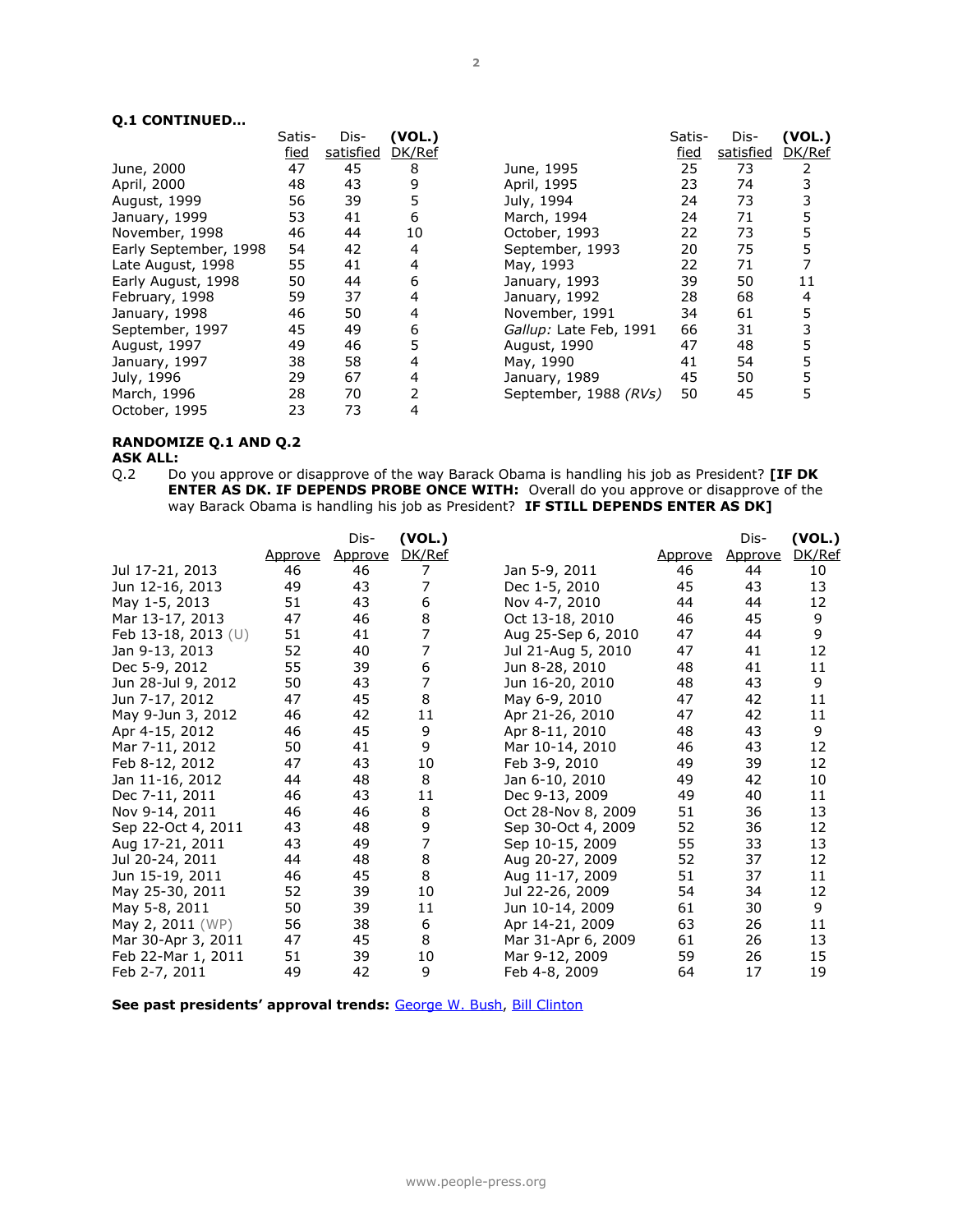**Q.1 CONTINUED…**

| | Satis-fied | Dis-satisfied | (VOL.) DK/Ref | | Satis-fied | Dis-satisfied | (VOL.) DK/Ref |
|---|---|---|---|---|---|---|---|
| June, 2000 | 47 | 45 | 8 | June, 1995 | 25 | 73 | 2 |
| April, 2000 | 48 | 43 | 9 | April, 1995 | 23 | 74 | 3 |
| August, 1999 | 56 | 39 | 5 | July, 1994 | 24 | 73 | 3 |
| January, 1999 | 53 | 41 | 6 | March, 1994 | 24 | 71 | 5 |
| November, 1998 | 46 | 44 | 10 | October, 1993 | 22 | 73 | 5 |
| Early September, 1998 | 54 | 42 | 4 | September, 1993 | 20 | 75 | 5 |
| Late August, 1998 | 55 | 41 | 4 | May, 1993 | 22 | 71 | 7 |
| Early August, 1998 | 50 | 44 | 6 | January, 1993 | 39 | 50 | 11 |
| February, 1998 | 59 | 37 | 4 | January, 1992 | 28 | 68 | 4 |
| January, 1998 | 46 | 50 | 4 | November, 1991 | 34 | 61 | 5 |
| September, 1997 | 45 | 49 | 6 | *Gallup:* Late Feb, 1991 | 66 | 31 | 3 |
| August, 1997 | 49 | 46 | 5 | August, 1990 | 47 | 48 | 5 |
| January, 1997 | 38 | 58 | 4 | May, 1990 | 41 | 54 | 5 |
| July, 1996 | 29 | 67 | 4 | January, 1989 | 45 | 50 | 5 |
| March, 1996 | 28 | 70 | 2 | September, 1988 *(RVs)* | 50 | 45 | 5 |
| October, 1995 | 23 | 73 | 4 | | | | |

**RANDOMIZE Q.1 AND Q.2**
**ASK ALL:**

Q.2 Do you approve or disapprove of the way Barack Obama is handling his job as President? **[IF DK ENTER AS DK. IF DEPENDS PROBE ONCE WITH:** Overall do you approve or disapprove of the way Barack Obama is handling his job as President? **IF STILL DEPENDS ENTER AS DK]**

| | Approve | Dis-Approve | (VOL.) DK/Ref | | Approve | Dis-Approve | (VOL.) DK/Ref |
|---|---|---|---|---|---|---|---|
| Jul 17-21, 2013 | 46 | 46 | 7 | Jan 5-9, 2011 | 46 | 44 | 10 |
| Jun 12-16, 2013 | 49 | 43 | 7 | Dec 1-5, 2010 | 45 | 43 | 13 |
| May 1-5, 2013 | 51 | 43 | 6 | Nov 4-7, 2010 | 44 | 44 | 12 |
| Mar 13-17, 2013 | 47 | 46 | 8 | Oct 13-18, 2010 | 46 | 45 | 9 |
| Feb 13-18, 2013 (U) | 51 | 41 | 7 | Aug 25-Sep 6, 2010 | 47 | 44 | 9 |
| Jan 9-13, 2013 | 52 | 40 | 7 | Jul 21-Aug 5, 2010 | 47 | 41 | 12 |
| Dec 5-9, 2012 | 55 | 39 | 6 | Jun 8-28, 2010 | 48 | 41 | 11 |
| Jun 28-Jul 9, 2012 | 50 | 43 | 7 | Jun 16-20, 2010 | 48 | 43 | 9 |
| Jun 7-17, 2012 | 47 | 45 | 8 | May 6-9, 2010 | 47 | 42 | 11 |
| May 9-Jun 3, 2012 | 46 | 42 | 11 | Apr 21-26, 2010 | 47 | 42 | 11 |
| Apr 4-15, 2012 | 46 | 45 | 9 | Apr 8-11, 2010 | 48 | 43 | 9 |
| Mar 7-11, 2012 | 50 | 41 | 9 | Mar 10-14, 2010 | 46 | 43 | 12 |
| Feb 8-12, 2012 | 47 | 43 | 10 | Feb 3-9, 2010 | 49 | 39 | 12 |
| Jan 11-16, 2012 | 44 | 48 | 8 | Jan 6-10, 2010 | 49 | 42 | 10 |
| Dec 7-11, 2011 | 46 | 43 | 11 | Dec 9-13, 2009 | 49 | 40 | 11 |
| Nov 9-14, 2011 | 46 | 46 | 8 | Oct 28-Nov 8, 2009 | 51 | 36 | 13 |
| Sep 22-Oct 4, 2011 | 43 | 48 | 9 | Sep 30-Oct 4, 2009 | 52 | 36 | 12 |
| Aug 17-21, 2011 | 43 | 49 | 7 | Sep 10-15, 2009 | 55 | 33 | 13 |
| Jul 20-24, 2011 | 44 | 48 | 8 | Aug 20-27, 2009 | 52 | 37 | 12 |
| Jun 15-19, 2011 | 46 | 45 | 8 | Aug 11-17, 2009 | 51 | 37 | 11 |
| May 25-30, 2011 | 52 | 39 | 10 | Jul 22-26, 2009 | 54 | 34 | 12 |
| May 5-8, 2011 | 50 | 39 | 11 | Jun 10-14, 2009 | 61 | 30 | 9 |
| May 2, 2011 (WP) | 56 | 38 | 6 | Apr 14-21, 2009 | 63 | 26 | 11 |
| Mar 30-Apr 3, 2011 | 47 | 45 | 8 | Mar 31-Apr 6, 2009 | 61 | 26 | 13 |
| Feb 22-Mar 1, 2011 | 51 | 39 | 10 | Mar 9-12, 2009 | 59 | 26 | 15 |
| Feb 2-7, 2011 | 49 | 42 | 9 | Feb 4-8, 2009 | 64 | 17 | 19 |

**See past presidents' approval trends:** George W. Bush, Bill Clinton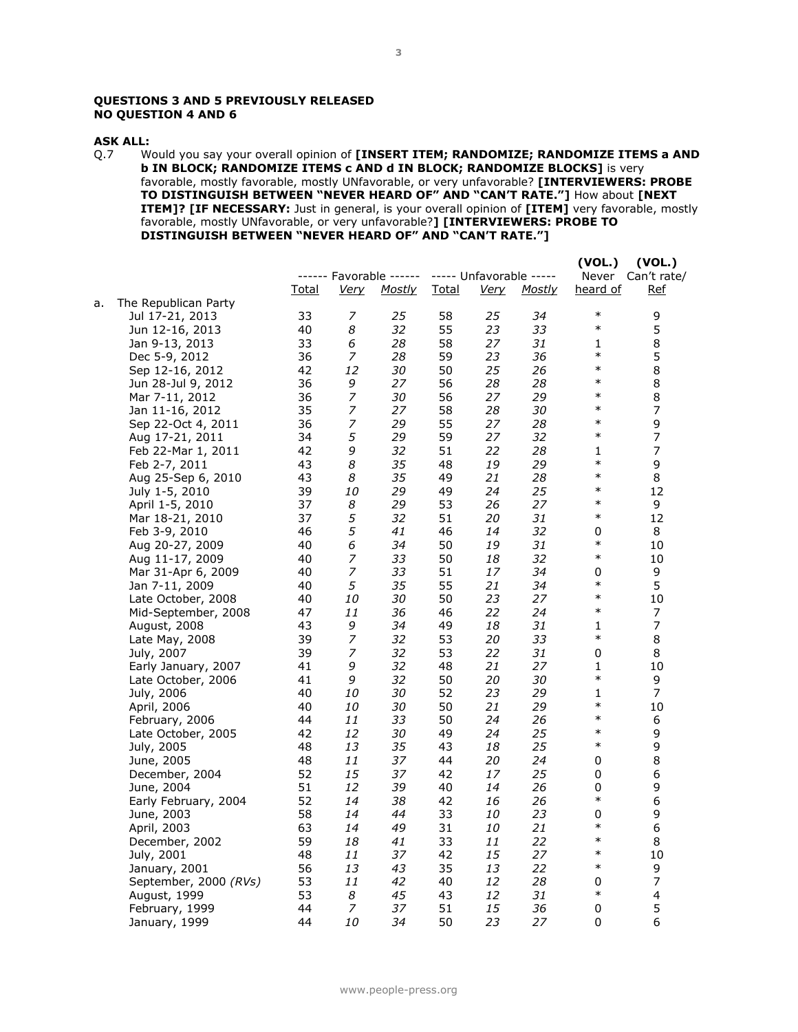**QUESTIONS 3 AND 5 PREVIOUSLY RELEASED**
**NO QUESTION 4 AND 6**

**ASK ALL:**

Q.7 Would you say your overall opinion of **[INSERT ITEM; RANDOMIZE; RANDOMIZE ITEMS a AND b IN BLOCK; RANDOMIZE ITEMS c AND d IN BLOCK; RANDOMIZE BLOCKS]** is very favorable, mostly favorable, mostly UNfavorable, or very unfavorable? **[INTERVIEWERS: PROBE TO DISTINGUISH BETWEEN "NEVER HEARD OF" AND "CAN'T RATE."]** How about **[NEXT ITEM]? [IF NECESSARY:** Just in general, is your overall opinion of **[ITEM]** very favorable, mostly favorable, mostly UNfavorable, or very unfavorable?**] [INTERVIEWERS: PROBE TO DISTINGUISH BETWEEN "NEVER HEARD OF" AND "CAN'T RATE."]**

| | ------ Favorable ------ | | | ----- Unfavorable ----- | | | (VOL.) Never | (VOL.) Can't rate/ |
|---|---|---|---|---|---|---|---|---|
| | Total | *Very* | *Mostly* | Total | *Very* | *Mostly* | heard of | Ref |
| a. The Republican Party | | | | | | | | |
| Jul 17-21, 2013 | 33 | *7* | *25* | 58 | *25* | *34* | * | 9 |
| Jun 12-16, 2013 | 40 | *8* | *32* | 55 | *23* | *33* | * | 5 |
| Jan 9-13, 2013 | 33 | *6* | *28* | 58 | *27* | *31* | 1 | 8 |
| Dec 5-9, 2012 | 36 | *7* | *28* | 59 | *23* | *36* | * | 5 |
| Sep 12-16, 2012 | 42 | *12* | *30* | 50 | *25* | *26* | * | 8 |
| Jun 28-Jul 9, 2012 | 36 | *9* | *27* | 56 | *28* | *28* | * | 8 |
| Mar 7-11, 2012 | 36 | *7* | *30* | 56 | *27* | *29* | * | 8 |
| Jan 11-16, 2012 | 35 | *7* | *27* | 58 | *28* | *30* | * | 7 |
| Sep 22-Oct 4, 2011 | 36 | *7* | *29* | 55 | *27* | *28* | * | 9 |
| Aug 17-21, 2011 | 34 | *5* | *29* | 59 | *27* | *32* | * | 7 |
| Feb 22-Mar 1, 2011 | 42 | *9* | *32* | 51 | *22* | *28* | 1 | 7 |
| Feb 2-7, 2011 | 43 | *8* | *35* | 48 | *19* | *29* | * | 9 |
| Aug 25-Sep 6, 2010 | 43 | *8* | *35* | 49 | *21* | *28* | * | 8 |
| July 1-5, 2010 | 39 | *10* | *29* | 49 | *24* | *25* | * | 12 |
| April 1-5, 2010 | 37 | *8* | *29* | 53 | *26* | *27* | * | 9 |
| Mar 18-21, 2010 | 37 | *5* | *32* | 51 | *20* | *31* | * | 12 |
| Feb 3-9, 2010 | 46 | *5* | *41* | 46 | *14* | *32* | 0 | 8 |
| Aug 20-27, 2009 | 40 | *6* | *34* | 50 | *19* | *31* | * | 10 |
| Aug 11-17, 2009 | 40 | *7* | *33* | 50 | *18* | *32* | * | 10 |
| Mar 31-Apr 6, 2009 | 40 | *7* | *33* | 51 | *17* | *34* | 0 | 9 |
| Jan 7-11, 2009 | 40 | *5* | *35* | 55 | *21* | *34* | * | 5 |
| Late October, 2008 | 40 | *10* | *30* | 50 | *23* | *27* | * | 10 |
| Mid-September, 2008 | 47 | *11* | *36* | 46 | *22* | *24* | * | 7 |
| August, 2008 | 43 | *9* | *34* | 49 | *18* | *31* | 1 | 7 |
| Late May, 2008 | 39 | *7* | *32* | 53 | *20* | *33* | * | 8 |
| July, 2007 | 39 | *7* | *32* | 53 | *22* | *31* | 0 | 8 |
| Early January, 2007 | 41 | *9* | *32* | 48 | *21* | *27* | 1 | 10 |
| Late October, 2006 | 41 | *9* | *32* | 50 | *20* | *30* | * | 9 |
| July, 2006 | 40 | *10* | *30* | 52 | *23* | *29* | 1 | 7 |
| April, 2006 | 40 | *10* | *30* | 50 | *21* | *29* | * | 10 |
| February, 2006 | 44 | *11* | *33* | 50 | *24* | *26* | * | 6 |
| Late October, 2005 | 42 | *12* | *30* | 49 | *24* | *25* | * | 9 |
| July, 2005 | 48 | *13* | *35* | 43 | *18* | *25* | * | 9 |
| June, 2005 | 48 | *11* | *37* | 44 | *20* | *24* | 0 | 8 |
| December, 2004 | 52 | *15* | *37* | 42 | *17* | *25* | 0 | 6 |
| June, 2004 | 51 | *12* | *39* | 40 | *14* | *26* | 0 | 9 |
| Early February, 2004 | 52 | *14* | *38* | 42 | *16* | *26* | * | 6 |
| June, 2003 | 58 | *14* | *44* | 33 | *10* | *23* | 0 | 9 |
| April, 2003 | 63 | *14* | *49* | 31 | *10* | *21* | * | 6 |
| December, 2002 | 59 | *18* | *41* | 33 | *11* | *22* | * | 8 |
| July, 2001 | 48 | *11* | *37* | 42 | *15* | *27* | * | 10 |
| January, 2001 | 56 | *13* | *43* | 35 | *13* | *22* | * | 9 |
| September, 2000 *(RVs)* | 53 | *11* | *42* | 40 | *12* | *28* | 0 | 7 |
| August, 1999 | 53 | *8* | *45* | 43 | *12* | *31* | * | 4 |
| February, 1999 | 44 | *7* | *37* | 51 | *15* | *36* | 0 | 5 |
| January, 1999 | 44 | *10* | *34* | 50 | *23* | *27* | 0 | 6 |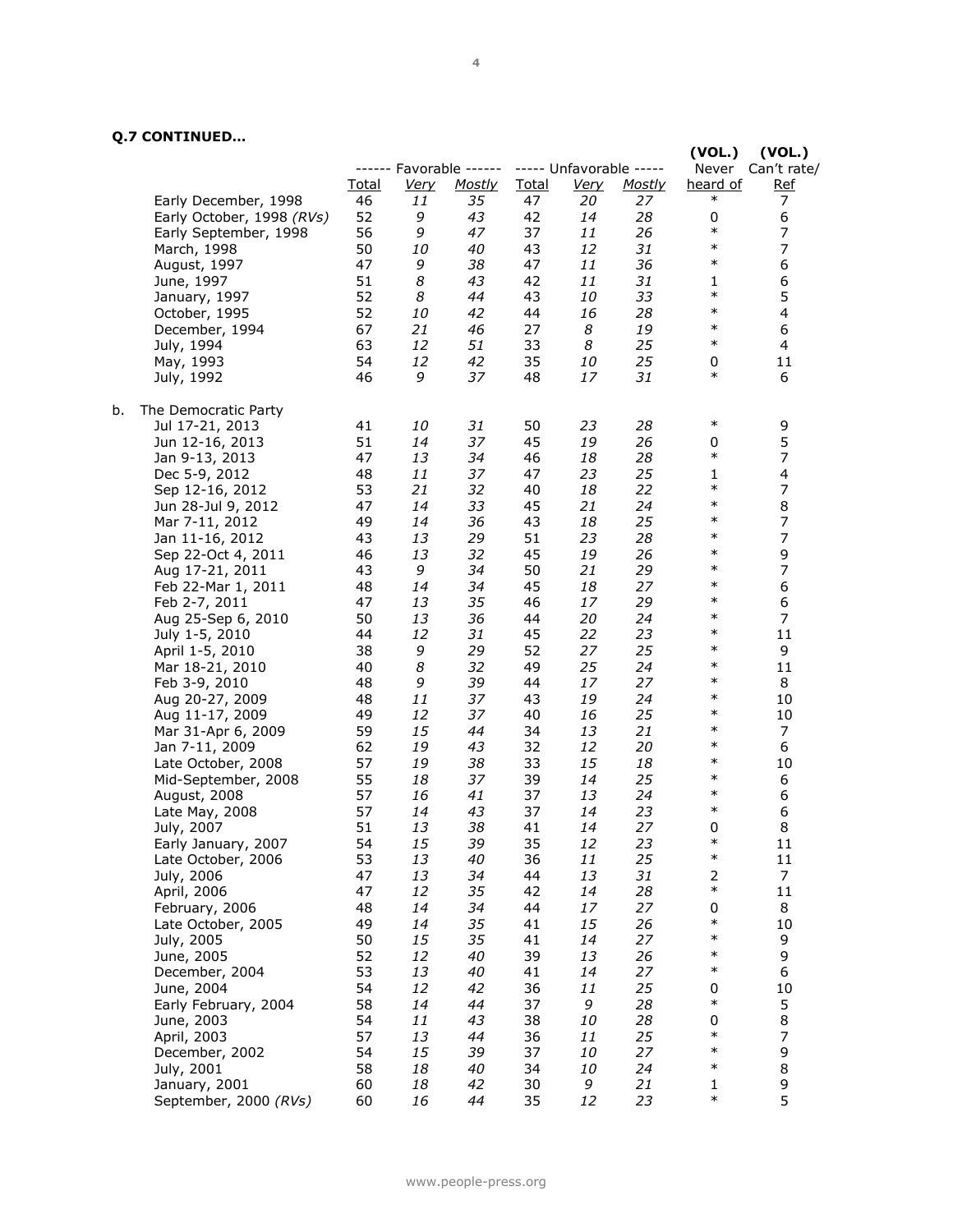**Q.7 CONTINUED…**

| | Favorable Total | Favorable *Very* | Favorable *Mostly* | Unfavorable Total | Unfavorable *Very* | Unfavorable *Mostly* | (VOL.) Never heard of | (VOL.) Can't rate/ Ref |
|---|---|---|---|---|---|---|---|---|
| Early December, 1998 | 46 | *11* | *35* | 47 | *20* | *27* | * | 7 |
| Early October, 1998 *(RVs)* | 52 | *9* | *43* | 42 | *14* | *28* | 0 | 6 |
| Early September, 1998 | 56 | *9* | *47* | 37 | *11* | *26* | * | 7 |
| March, 1998 | 50 | *10* | *40* | 43 | *12* | *31* | * | 7 |
| August, 1997 | 47 | *9* | *38* | 47 | *11* | *36* | * | 6 |
| June, 1997 | 51 | *8* | *43* | 42 | *11* | *31* | 1 | 6 |
| January, 1997 | 52 | *8* | *44* | 43 | *10* | *33* | * | 5 |
| October, 1995 | 52 | *10* | *42* | 44 | *16* | *28* | * | 4 |
| December, 1994 | 67 | *21* | *46* | 27 | *8* | *19* | * | 6 |
| July, 1994 | 63 | *12* | *51* | 33 | *8* | *25* | * | 4 |
| May, 1993 | 54 | *12* | *42* | 35 | *10* | *25* | 0 | 11 |
| July, 1992 | 46 | *9* | *37* | 48 | *17* | *31* | * | 6 |
| **b. The Democratic Party** | | | | | | | | |
| Jul 17-21, 2013 | 41 | *10* | *31* | 50 | *23* | *28* | * | 9 |
| Jun 12-16, 2013 | 51 | *14* | *37* | 45 | *19* | *26* | 0 | 5 |
| Jan 9-13, 2013 | 47 | *13* | *34* | 46 | *18* | *28* | * | 7 |
| Dec 5-9, 2012 | 48 | *11* | *37* | 47 | *23* | *25* | 1 | 4 |
| Sep 12-16, 2012 | 53 | *21* | *32* | 40 | *18* | *22* | * | 7 |
| Jun 28-Jul 9, 2012 | 47 | *14* | *33* | 45 | *21* | *24* | * | 8 |
| Mar 7-11, 2012 | 49 | *14* | *36* | 43 | *18* | *25* | * | 7 |
| Jan 11-16, 2012 | 43 | *13* | *29* | 51 | *23* | *28* | * | 7 |
| Sep 22-Oct 4, 2011 | 46 | *13* | *32* | 45 | *19* | *26* | * | 9 |
| Aug 17-21, 2011 | 43 | *9* | *34* | 50 | *21* | *29* | * | 7 |
| Feb 22-Mar 1, 2011 | 48 | *14* | *34* | 45 | *18* | *27* | * | 6 |
| Feb 2-7, 2011 | 47 | *13* | *35* | 46 | *17* | *29* | * | 6 |
| Aug 25-Sep 6, 2010 | 50 | *13* | *36* | 44 | *20* | *24* | * | 7 |
| July 1-5, 2010 | 44 | *12* | *31* | 45 | *22* | *23* | * | 11 |
| April 1-5, 2010 | 38 | *9* | *29* | 52 | *27* | *25* | * | 9 |
| Mar 18-21, 2010 | 40 | *8* | *32* | 49 | *25* | *24* | * | 11 |
| Feb 3-9, 2010 | 48 | *9* | *39* | 44 | *17* | *27* | * | 8 |
| Aug 20-27, 2009 | 48 | *11* | *37* | 43 | *19* | *24* | * | 10 |
| Aug 11-17, 2009 | 49 | *12* | *37* | 40 | *16* | *25* | * | 10 |
| Mar 31-Apr 6, 2009 | 59 | *15* | *44* | 34 | *13* | *21* | * | 7 |
| Jan 7-11, 2009 | 62 | *19* | *43* | 32 | *12* | *20* | * | 6 |
| Late October, 2008 | 57 | *19* | *38* | 33 | *15* | *18* | * | 10 |
| Mid-September, 2008 | 55 | *18* | *37* | 39 | *14* | *25* | * | 6 |
| August, 2008 | 57 | *16* | *41* | 37 | *13* | *24* | * | 6 |
| Late May, 2008 | 57 | *14* | *43* | 37 | *14* | *23* | * | 6 |
| July, 2007 | 51 | *13* | *38* | 41 | *14* | *27* | 0 | 8 |
| Early January, 2007 | 54 | *15* | *39* | 35 | *12* | *23* | * | 11 |
| Late October, 2006 | 53 | *13* | *40* | 36 | *11* | *25* | * | 11 |
| July, 2006 | 47 | *13* | *34* | 44 | *13* | *31* | 2 | 7 |
| April, 2006 | 47 | *12* | *35* | 42 | *14* | *28* | * | 11 |
| February, 2006 | 48 | *14* | *34* | 44 | *17* | *27* | 0 | 8 |
| Late October, 2005 | 49 | *14* | *35* | 41 | *15* | *26* | * | 10 |
| July, 2005 | 50 | *15* | *35* | 41 | *14* | *27* | * | 9 |
| June, 2005 | 52 | *12* | *40* | 39 | *13* | *26* | * | 9 |
| December, 2004 | 53 | *13* | *40* | 41 | *14* | *27* | * | 6 |
| June, 2004 | 54 | *12* | *42* | 36 | *11* | *25* | 0 | 10 |
| Early February, 2004 | 58 | *14* | *44* | 37 | *9* | *28* | * | 5 |
| June, 2003 | 54 | *11* | *43* | 38 | *10* | *28* | 0 | 8 |
| April, 2003 | 57 | *13* | *44* | 36 | *11* | *25* | * | 7 |
| December, 2002 | 54 | *15* | *39* | 37 | *10* | *27* | * | 9 |
| July, 2001 | 58 | *18* | *40* | 34 | *10* | *24* | * | 8 |
| January, 2001 | 60 | *18* | *42* | 30 | *9* | *21* | 1 | 9 |
| September, 2000 *(RVs)* | 60 | *16* | *44* | 35 | *12* | *23* | * | 5 |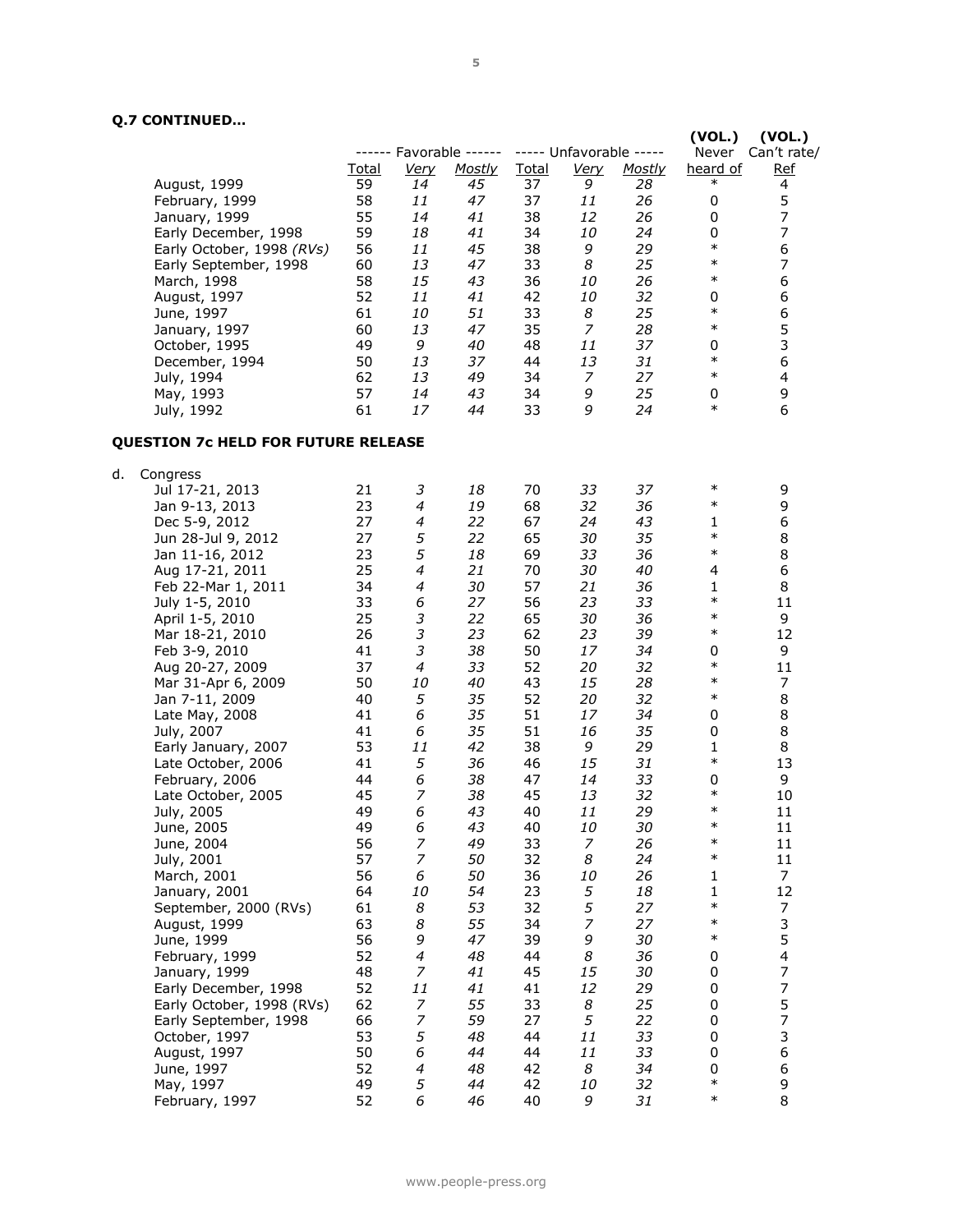**Q.7 CONTINUED…**

| | ------ Favorable ------ | | | ----- Unfavorable ----- | | | (VOL.) Never | (VOL.) Can't rate/ |
|---|---|---|---|---|---|---|---|---|
| | Total | Very | Mostly | Total | Very | Mostly | heard of | Ref |
| August, 1999 | 59 | 14 | 45 | 37 | 9 | 28 | * | 4 |
| February, 1999 | 58 | 11 | 47 | 37 | 11 | 26 | 0 | 5 |
| January, 1999 | 55 | 14 | 41 | 38 | 12 | 26 | 0 | 7 |
| Early December, 1998 | 59 | 18 | 41 | 34 | 10 | 24 | 0 | 7 |
| Early October, 1998 *(RVs)* | 56 | 11 | 45 | 38 | 9 | 29 | * | 6 |
| Early September, 1998 | 60 | 13 | 47 | 33 | 8 | 25 | * | 7 |
| March, 1998 | 58 | 15 | 43 | 36 | 10 | 26 | * | 6 |
| August, 1997 | 52 | 11 | 41 | 42 | 10 | 32 | 0 | 6 |
| June, 1997 | 61 | 10 | 51 | 33 | 8 | 25 | * | 6 |
| January, 1997 | 60 | 13 | 47 | 35 | 7 | 28 | * | 5 |
| October, 1995 | 49 | 9 | 40 | 48 | 11 | 37 | 0 | 3 |
| December, 1994 | 50 | 13 | 37 | 44 | 13 | 31 | * | 6 |
| July, 1994 | 62 | 13 | 49 | 34 | 7 | 27 | * | 4 |
| May, 1993 | 57 | 14 | 43 | 34 | 9 | 25 | 0 | 9 |
| July, 1992 | 61 | 17 | 44 | 33 | 9 | 24 | * | 6 |

**QUESTION 7c HELD FOR FUTURE RELEASE**

d. Congress

| | Total | Very | Mostly | Total | Very | Mostly | Never heard of | Can't rate/ Ref |
|---|---|---|---|---|---|---|---|---|
| Jul 17-21, 2013 | 21 | 3 | 18 | 70 | 33 | 37 | * | 9 |
| Jan 9-13, 2013 | 23 | 4 | 19 | 68 | 32 | 36 | * | 9 |
| Dec 5-9, 2012 | 27 | 4 | 22 | 67 | 24 | 43 | 1 | 6 |
| Jun 28-Jul 9, 2012 | 27 | 5 | 22 | 65 | 30 | 35 | * | 8 |
| Jan 11-16, 2012 | 23 | 5 | 18 | 69 | 33 | 36 | * | 8 |
| Aug 17-21, 2011 | 25 | 4 | 21 | 70 | 30 | 40 | 4 | 6 |
| Feb 22-Mar 1, 2011 | 34 | 4 | 30 | 57 | 21 | 36 | 1 | 8 |
| July 1-5, 2010 | 33 | 6 | 27 | 56 | 23 | 33 | * | 11 |
| April 1-5, 2010 | 25 | 3 | 22 | 65 | 30 | 36 | * | 9 |
| Mar 18-21, 2010 | 26 | 3 | 23 | 62 | 23 | 39 | * | 12 |
| Feb 3-9, 2010 | 41 | 3 | 38 | 50 | 17 | 34 | 0 | 9 |
| Aug 20-27, 2009 | 37 | 4 | 33 | 52 | 20 | 32 | * | 11 |
| Mar 31-Apr 6, 2009 | 50 | 10 | 40 | 43 | 15 | 28 | * | 7 |
| Jan 7-11, 2009 | 40 | 5 | 35 | 52 | 20 | 32 | * | 8 |
| Late May, 2008 | 41 | 6 | 35 | 51 | 17 | 34 | 0 | 8 |
| July, 2007 | 41 | 6 | 35 | 51 | 16 | 35 | 0 | 8 |
| Early January, 2007 | 53 | 11 | 42 | 38 | 9 | 29 | 1 | 8 |
| Late October, 2006 | 41 | 5 | 36 | 46 | 15 | 31 | * | 13 |
| February, 2006 | 44 | 6 | 38 | 47 | 14 | 33 | 0 | 9 |
| Late October, 2005 | 45 | 7 | 38 | 45 | 13 | 32 | * | 10 |
| July, 2005 | 49 | 6 | 43 | 40 | 11 | 29 | * | 11 |
| June, 2005 | 49 | 6 | 43 | 40 | 10 | 30 | * | 11 |
| June, 2004 | 56 | 7 | 49 | 33 | 7 | 26 | * | 11 |
| July, 2001 | 57 | 7 | 50 | 32 | 8 | 24 | * | 11 |
| March, 2001 | 56 | 6 | 50 | 36 | 10 | 26 | 1 | 7 |
| January, 2001 | 64 | 10 | 54 | 23 | 5 | 18 | 1 | 12 |
| September, 2000 (RVs) | 61 | 8 | 53 | 32 | 5 | 27 | * | 7 |
| August, 1999 | 63 | 8 | 55 | 34 | 7 | 27 | * | 3 |
| June, 1999 | 56 | 9 | 47 | 39 | 9 | 30 | * | 5 |
| February, 1999 | 52 | 4 | 48 | 44 | 8 | 36 | 0 | 4 |
| January, 1999 | 48 | 7 | 41 | 45 | 15 | 30 | 0 | 7 |
| Early December, 1998 | 52 | 11 | 41 | 41 | 12 | 29 | 0 | 7 |
| Early October, 1998 (RVs) | 62 | 7 | 55 | 33 | 8 | 25 | 0 | 5 |
| Early September, 1998 | 66 | 7 | 59 | 27 | 5 | 22 | 0 | 7 |
| October, 1997 | 53 | 5 | 48 | 44 | 11 | 33 | 0 | 3 |
| August, 1997 | 50 | 6 | 44 | 44 | 11 | 33 | 0 | 6 |
| June, 1997 | 52 | 4 | 48 | 42 | 8 | 34 | 0 | 6 |
| May, 1997 | 49 | 5 | 44 | 42 | 10 | 32 | * | 9 |
| February, 1997 | 52 | 6 | 46 | 40 | 9 | 31 | * | 8 |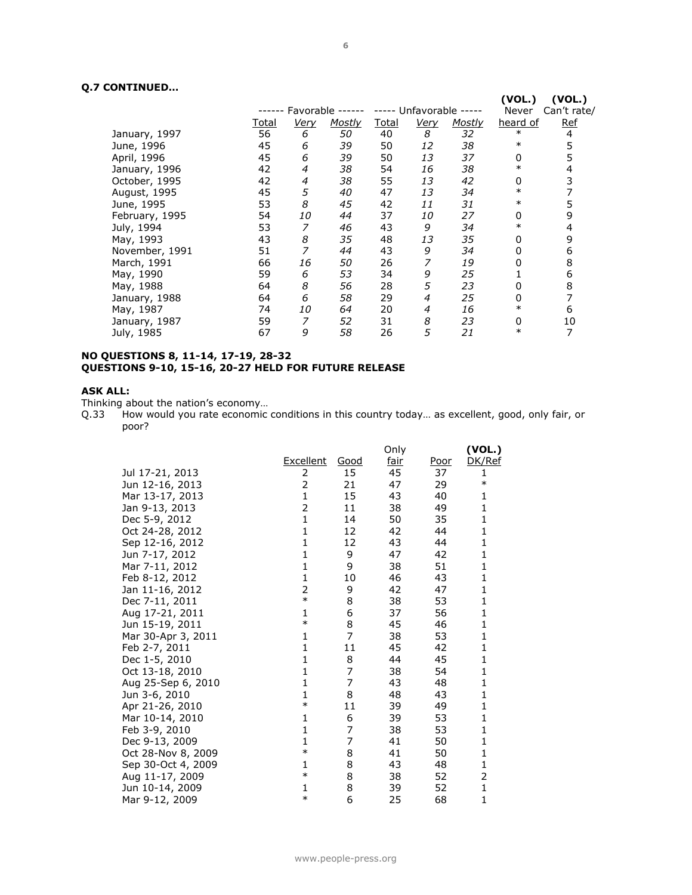**Q.7 CONTINUED…**

| | ------ Favorable ------ | | | ----- Unfavorable ----- | | | (VOL.) Never | (VOL.) Can't rate/ |
|---|---|---|---|---|---|---|---|---|
| | Total | *Very* | *Mostly* | Total | *Very* | *Mostly* | heard of | Ref |
| January, 1997 | 56 | *6* | *50* | 40 | *8* | *32* | * | 4 |
| June, 1996 | 45 | *6* | *39* | 50 | *12* | *38* | * | 5 |
| April, 1996 | 45 | *6* | *39* | 50 | *13* | *37* | 0 | 5 |
| January, 1996 | 42 | *4* | *38* | 54 | *16* | *38* | * | 4 |
| October, 1995 | 42 | *4* | *38* | 55 | *13* | *42* | 0 | 3 |
| August, 1995 | 45 | *5* | *40* | 47 | *13* | *34* | * | 7 |
| June, 1995 | 53 | *8* | *45* | 42 | *11* | *31* | * | 5 |
| February, 1995 | 54 | *10* | *44* | 37 | *10* | *27* | 0 | 9 |
| July, 1994 | 53 | *7* | *46* | 43 | *9* | *34* | * | 4 |
| May, 1993 | 43 | *8* | *35* | 48 | *13* | *35* | 0 | 9 |
| November, 1991 | 51 | *7* | *44* | 43 | *9* | *34* | 0 | 6 |
| March, 1991 | 66 | *16* | *50* | 26 | *7* | *19* | 0 | 8 |
| May, 1990 | 59 | *6* | *53* | 34 | *9* | *25* | 1 | 6 |
| May, 1988 | 64 | *8* | *56* | 28 | *5* | *23* | 0 | 8 |
| January, 1988 | 64 | *6* | *58* | 29 | *4* | *25* | 0 | 7 |
| May, 1987 | 74 | *10* | *64* | 20 | *4* | *16* | * | 6 |
| January, 1987 | 59 | *7* | *52* | 31 | *8* | *23* | 0 | 10 |
| July, 1985 | 67 | *9* | *58* | 26 | *5* | *21* | * | 7 |

**NO QUESTIONS 8, 11-14, 17-19, 28-32**
**QUESTIONS 9-10, 15-16, 20-27 HELD FOR FUTURE RELEASE**

**ASK ALL:**
Thinking about the nation's economy…
Q.33 How would you rate economic conditions in this country today… as excellent, good, only fair, or poor?

| | Excellent | Good | Only fair | Poor | (VOL.) DK/Ref |
|---|---|---|---|---|---|
| Jul 17-21, 2013 | 2 | 15 | 45 | 37 | 1 |
| Jun 12-16, 2013 | 2 | 21 | 47 | 29 | * |
| Mar 13-17, 2013 | 1 | 15 | 43 | 40 | 1 |
| Jan 9-13, 2013 | 2 | 11 | 38 | 49 | 1 |
| Dec 5-9, 2012 | 1 | 14 | 50 | 35 | 1 |
| Oct 24-28, 2012 | 1 | 12 | 42 | 44 | 1 |
| Sep 12-16, 2012 | 1 | 12 | 43 | 44 | 1 |
| Jun 7-17, 2012 | 1 | 9 | 47 | 42 | 1 |
| Mar 7-11, 2012 | 1 | 9 | 38 | 51 | 1 |
| Feb 8-12, 2012 | 1 | 10 | 46 | 43 | 1 |
| Jan 11-16, 2012 | 2 | 9 | 42 | 47 | 1 |
| Dec 7-11, 2011 | * | 8 | 38 | 53 | 1 |
| Aug 17-21, 2011 | 1 | 6 | 37 | 56 | 1 |
| Jun 15-19, 2011 | * | 8 | 45 | 46 | 1 |
| Mar 30-Apr 3, 2011 | 1 | 7 | 38 | 53 | 1 |
| Feb 2-7, 2011 | 1 | 11 | 45 | 42 | 1 |
| Dec 1-5, 2010 | 1 | 8 | 44 | 45 | 1 |
| Oct 13-18, 2010 | 1 | 7 | 38 | 54 | 1 |
| Aug 25-Sep 6, 2010 | 1 | 7 | 43 | 48 | 1 |
| Jun 3-6, 2010 | 1 | 8 | 48 | 43 | 1 |
| Apr 21-26, 2010 | * | 11 | 39 | 49 | 1 |
| Mar 10-14, 2010 | 1 | 6 | 39 | 53 | 1 |
| Feb 3-9, 2010 | 1 | 7 | 38 | 53 | 1 |
| Dec 9-13, 2009 | 1 | 7 | 41 | 50 | 1 |
| Oct 28-Nov 8, 2009 | * | 8 | 41 | 50 | 1 |
| Sep 30-Oct 4, 2009 | 1 | 8 | 43 | 48 | 1 |
| Aug 11-17, 2009 | * | 8 | 38 | 52 | 2 |
| Jun 10-14, 2009 | 1 | 8 | 39 | 52 | 1 |
| Mar 9-12, 2009 | * | 6 | 25 | 68 | 1 |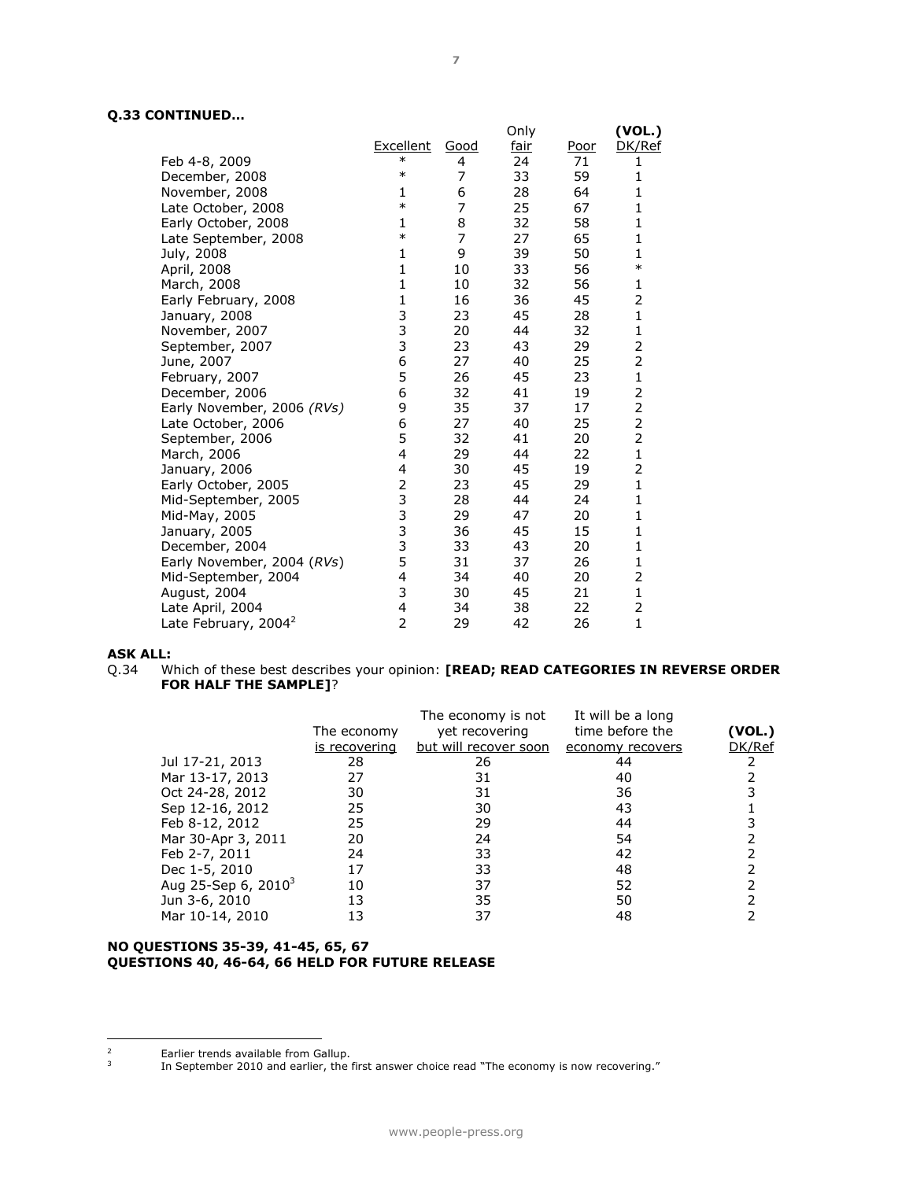**Q.33 CONTINUED…**

| | Excellent | Good | Only fair | Poor | (VOL.) DK/Ref |
|---|---|---|---|---|---|
| Feb 4-8, 2009 | * | 4 | 24 | 71 | 1 |
| December, 2008 | * | 7 | 33 | 59 | 1 |
| November, 2008 | 1 | 6 | 28 | 64 | 1 |
| Late October, 2008 | * | 7 | 25 | 67 | 1 |
| Early October, 2008 | 1 | 8 | 32 | 58 | 1 |
| Late September, 2008 | * | 7 | 27 | 65 | 1 |
| July, 2008 | 1 | 9 | 39 | 50 | 1 |
| April, 2008 | 1 | 10 | 33 | 56 | * |
| March, 2008 | 1 | 10 | 32 | 56 | 1 |
| Early February, 2008 | 1 | 16 | 36 | 45 | 2 |
| January, 2008 | 3 | 23 | 45 | 28 | 1 |
| November, 2007 | 3 | 20 | 44 | 32 | 1 |
| September, 2007 | 3 | 23 | 43 | 29 | 2 |
| June, 2007 | 6 | 27 | 40 | 25 | 2 |
| February, 2007 | 5 | 26 | 45 | 23 | 1 |
| December, 2006 | 6 | 32 | 41 | 19 | 2 |
| Early November, 2006 *(RVs)* | 9 | 35 | 37 | 17 | 2 |
| Late October, 2006 | 6 | 27 | 40 | 25 | 2 |
| September, 2006 | 5 | 32 | 41 | 20 | 2 |
| March, 2006 | 4 | 29 | 44 | 22 | 1 |
| January, 2006 | 4 | 30 | 45 | 19 | 2 |
| Early October, 2005 | 2 | 23 | 45 | 29 | 1 |
| Mid-September, 2005 | 3 | 28 | 44 | 24 | 1 |
| Mid-May, 2005 | 3 | 29 | 47 | 20 | 1 |
| January, 2005 | 3 | 36 | 45 | 15 | 1 |
| December, 2004 | 3 | 33 | 43 | 20 | 1 |
| Early November, 2004 *(RVs)* | 5 | 31 | 37 | 26 | 1 |
| Mid-September, 2004 | 4 | 34 | 40 | 20 | 2 |
| August, 2004 | 3 | 30 | 45 | 21 | 1 |
| Late April, 2004 | 4 | 34 | 38 | 22 | 2 |
| Late February, 2004[2] | 2 | 29 | 42 | 26 | 1 |

**ASK ALL:**

Q.34 Which of these best describes your opinion: **[READ; READ CATEGORIES IN REVERSE ORDER FOR HALF THE SAMPLE]**?

| | The economy is recovering | The economy is not yet recovering but will recover soon | It will be a long time before the economy recovers | (VOL.) DK/Ref |
|---|---|---|---|---|
| Jul 17-21, 2013 | 28 | 26 | 44 | 2 |
| Mar 13-17, 2013 | 27 | 31 | 40 | 2 |
| Oct 24-28, 2012 | 30 | 31 | 36 | 3 |
| Sep 12-16, 2012 | 25 | 30 | 43 | 1 |
| Feb 8-12, 2012 | 25 | 29 | 44 | 3 |
| Mar 30-Apr 3, 2011 | 20 | 24 | 54 | 2 |
| Feb 2-7, 2011 | 24 | 33 | 42 | 2 |
| Dec 1-5, 2010 | 17 | 33 | 48 | 2 |
| Aug 25-Sep 6, 2010[3] | 10 | 37 | 52 | 2 |
| Jun 3-6, 2010 | 13 | 35 | 50 | 2 |
| Mar 10-14, 2010 | 13 | 37 | 48 | 2 |

**NO QUESTIONS 35-39, 41-45, 65, 67**
**QUESTIONS 40, 46-64, 66 HELD FOR FUTURE RELEASE**

---

[2] Earlier trends available from Gallup.

[3] In September 2010 and earlier, the first answer choice read "The economy is now recovering."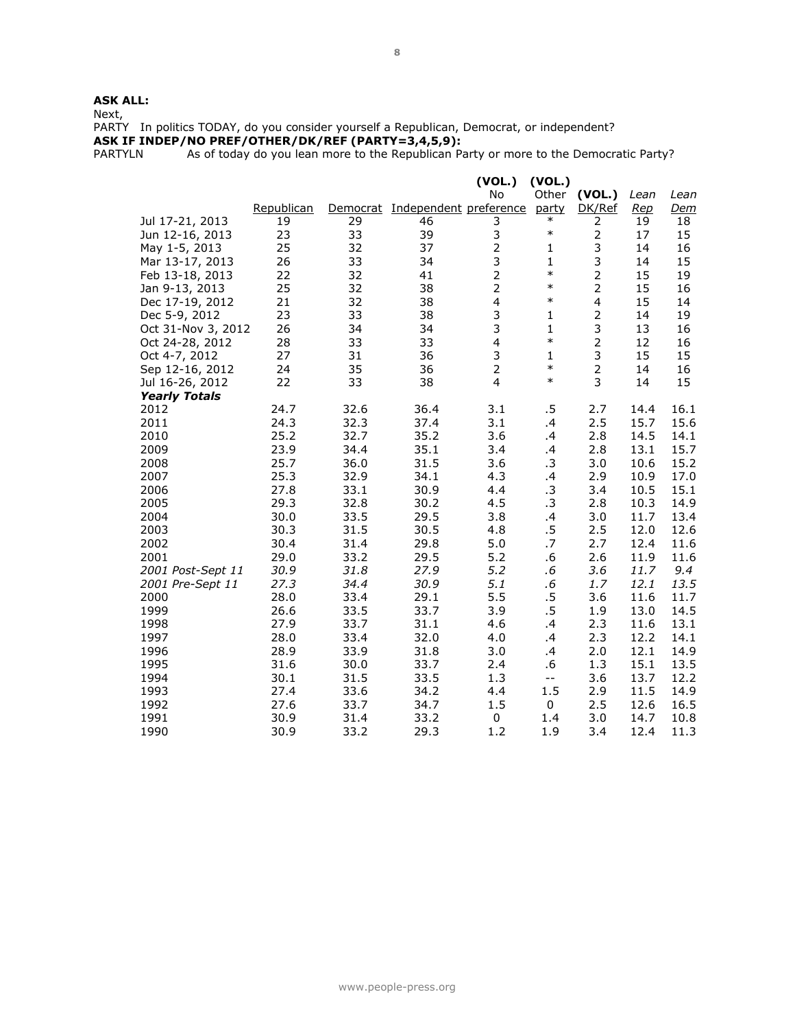**ASK ALL:**

Next,

PARTY In politics TODAY, do you consider yourself a Republican, Democrat, or independent?

**ASK IF INDEP/NO PREF/OTHER/DK/REF (PARTY=3,4,5,9):**

PARTYLN As of today do you lean more to the Republican Party or more to the Democratic Party?

| | Republican | Democrat | Independent | (VOL.) No preference | (VOL.) Other party | (VOL.) DK/Ref | *Lean Rep* | *Lean Dem* |
|---|---|---|---|---|---|---|---|---|
| Jul 17-21, 2013 | 19 | 29 | 46 | 3 | * | 2 | 19 | 18 |
| Jun 12-16, 2013 | 23 | 33 | 39 | 3 | * | 2 | 17 | 15 |
| May 1-5, 2013 | 25 | 32 | 37 | 2 | 1 | 3 | 14 | 16 |
| Mar 13-17, 2013 | 26 | 33 | 34 | 3 | 1 | 3 | 14 | 15 |
| Feb 13-18, 2013 | 22 | 32 | 41 | 2 | * | 2 | 15 | 19 |
| Jan 9-13, 2013 | 25 | 32 | 38 | 2 | * | 2 | 15 | 16 |
| Dec 17-19, 2012 | 21 | 32 | 38 | 4 | * | 4 | 15 | 14 |
| Dec 5-9, 2012 | 23 | 33 | 38 | 3 | 1 | 2 | 14 | 19 |
| Oct 31-Nov 3, 2012 | 26 | 34 | 34 | 3 | 1 | 3 | 13 | 16 |
| Oct 24-28, 2012 | 28 | 33 | 33 | 4 | * | 2 | 12 | 16 |
| Oct 4-7, 2012 | 27 | 31 | 36 | 3 | 1 | 3 | 15 | 15 |
| Sep 12-16, 2012 | 24 | 35 | 36 | 2 | * | 2 | 14 | 16 |
| Jul 16-26, 2012 | 22 | 33 | 38 | 4 | * | 3 | 14 | 15 |
| ***Yearly Totals*** | | | | | | | | |
| 2012 | 24.7 | 32.6 | 36.4 | 3.1 | .5 | 2.7 | 14.4 | 16.1 |
| 2011 | 24.3 | 32.3 | 37.4 | 3.1 | .4 | 2.5 | 15.7 | 15.6 |
| 2010 | 25.2 | 32.7 | 35.2 | 3.6 | .4 | 2.8 | 14.5 | 14.1 |
| 2009 | 23.9 | 34.4 | 35.1 | 3.4 | .4 | 2.8 | 13.1 | 15.7 |
| 2008 | 25.7 | 36.0 | 31.5 | 3.6 | .3 | 3.0 | 10.6 | 15.2 |
| 2007 | 25.3 | 32.9 | 34.1 | 4.3 | .4 | 2.9 | 10.9 | 17.0 |
| 2006 | 27.8 | 33.1 | 30.9 | 4.4 | .3 | 3.4 | 10.5 | 15.1 |
| 2005 | 29.3 | 32.8 | 30.2 | 4.5 | .3 | 2.8 | 10.3 | 14.9 |
| 2004 | 30.0 | 33.5 | 29.5 | 3.8 | .4 | 3.0 | 11.7 | 13.4 |
| 2003 | 30.3 | 31.5 | 30.5 | 4.8 | .5 | 2.5 | 12.0 | 12.6 |
| 2002 | 30.4 | 31.4 | 29.8 | 5.0 | .7 | 2.7 | 12.4 | 11.6 |
| 2001 | 29.0 | 33.2 | 29.5 | 5.2 | .6 | 2.6 | 11.9 | 11.6 |
| *2001 Post-Sept 11* | *30.9* | *31.8* | *27.9* | *5.2* | *.6* | *3.6* | *11.7* | *9.4* |
| *2001 Pre-Sept 11* | *27.3* | *34.4* | *30.9* | *5.1* | *.6* | *1.7* | *12.1* | *13.5* |
| 2000 | 28.0 | 33.4 | 29.1 | 5.5 | .5 | 3.6 | 11.6 | 11.7 |
| 1999 | 26.6 | 33.5 | 33.7 | 3.9 | .5 | 1.9 | 13.0 | 14.5 |
| 1998 | 27.9 | 33.7 | 31.1 | 4.6 | .4 | 2.3 | 11.6 | 13.1 |
| 1997 | 28.0 | 33.4 | 32.0 | 4.0 | .4 | 2.3 | 12.2 | 14.1 |
| 1996 | 28.9 | 33.9 | 31.8 | 3.0 | .4 | 2.0 | 12.1 | 14.9 |
| 1995 | 31.6 | 30.0 | 33.7 | 2.4 | .6 | 1.3 | 15.1 | 13.5 |
| 1994 | 30.1 | 31.5 | 33.5 | 1.3 | -- | 3.6 | 13.7 | 12.2 |
| 1993 | 27.4 | 33.6 | 34.2 | 4.4 | 1.5 | 2.9 | 11.5 | 14.9 |
| 1992 | 27.6 | 33.7 | 34.7 | 1.5 | 0 | 2.5 | 12.6 | 16.5 |
| 1991 | 30.9 | 31.4 | 33.2 | 0 | 1.4 | 3.0 | 14.7 | 10.8 |
| 1990 | 30.9 | 33.2 | 29.3 | 1.2 | 1.9 | 3.4 | 12.4 | 11.3 |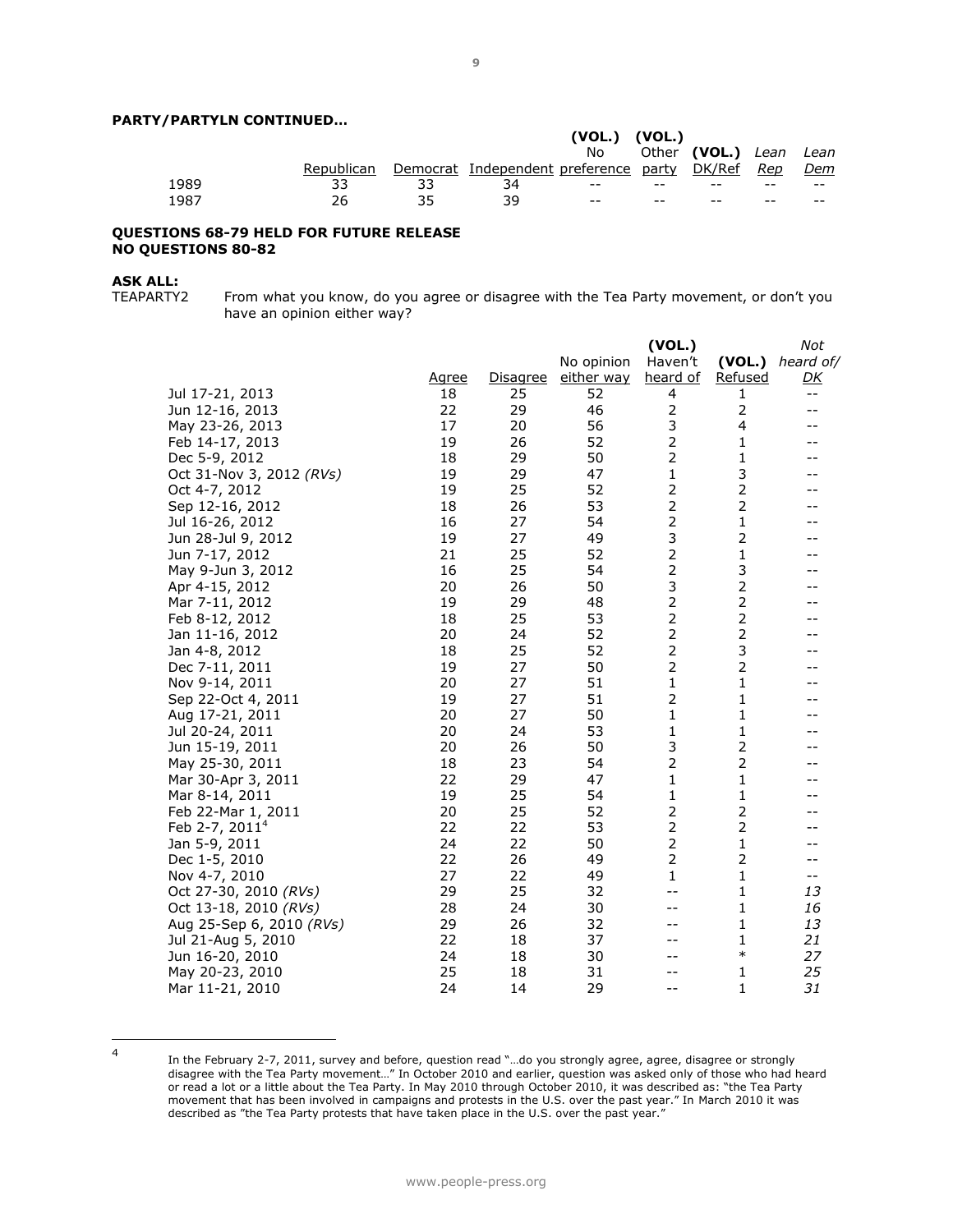**PARTY/PARTYLN CONTINUED…**

| | Republican | Democrat | Independent | (VOL.) No preference | (VOL.) Other party | (VOL.) DK/Ref | *Lean Rep* | *Lean Dem* |
|---|---|---|---|---|---|---|---|---|
| 1989 | 33 | 33 | 34 | -- | -- | -- | -- | -- |
| 1987 | 26 | 35 | 39 | -- | -- | -- | -- | -- |

**QUESTIONS 68-79 HELD FOR FUTURE RELEASE**
**NO QUESTIONS 80-82**

**ASK ALL:**
TEAPARTY2 From what you know, do you agree or disagree with the Tea Party movement, or don't you have an opinion either way?

| | Agree | Disagree | No opinion either way | (VOL.) Haven't heard of | (VOL.) Refused | *Not heard of/ DK* |
|---|---|---|---|---|---|---|
| Jul 17-21, 2013 | 18 | 25 | 52 | 4 | 1 | -- |
| Jun 12-16, 2013 | 22 | 29 | 46 | 2 | 2 | -- |
| May 23-26, 2013 | 17 | 20 | 56 | 3 | 4 | -- |
| Feb 14-17, 2013 | 19 | 26 | 52 | 2 | 1 | -- |
| Dec 5-9, 2012 | 18 | 29 | 50 | 2 | 1 | -- |
| Oct 31-Nov 3, 2012 *(RVs)* | 19 | 29 | 47 | 1 | 3 | -- |
| Oct 4-7, 2012 | 19 | 25 | 52 | 2 | 2 | -- |
| Sep 12-16, 2012 | 18 | 26 | 53 | 2 | 2 | -- |
| Jul 16-26, 2012 | 16 | 27 | 54 | 2 | 1 | -- |
| Jun 28-Jul 9, 2012 | 19 | 27 | 49 | 3 | 2 | -- |
| Jun 7-17, 2012 | 21 | 25 | 52 | 2 | 1 | -- |
| May 9-Jun 3, 2012 | 16 | 25 | 54 | 2 | 3 | -- |
| Apr 4-15, 2012 | 20 | 26 | 50 | 3 | 2 | -- |
| Mar 7-11, 2012 | 19 | 29 | 48 | 2 | 2 | -- |
| Feb 8-12, 2012 | 18 | 25 | 53 | 2 | 2 | -- |
| Jan 11-16, 2012 | 20 | 24 | 52 | 2 | 2 | -- |
| Jan 4-8, 2012 | 18 | 25 | 52 | 2 | 3 | -- |
| Dec 7-11, 2011 | 19 | 27 | 50 | 2 | 2 | -- |
| Nov 9-14, 2011 | 20 | 27 | 51 | 1 | 1 | -- |
| Sep 22-Oct 4, 2011 | 19 | 27 | 51 | 2 | 1 | -- |
| Aug 17-21, 2011 | 20 | 27 | 50 | 1 | 1 | -- |
| Jul 20-24, 2011 | 20 | 24 | 53 | 1 | 1 | -- |
| Jun 15-19, 2011 | 20 | 26 | 50 | 3 | 2 | -- |
| May 25-30, 2011 | 18 | 23 | 54 | 2 | 2 | -- |
| Mar 30-Apr 3, 2011 | 22 | 29 | 47 | 1 | 1 | -- |
| Mar 8-14, 2011 | 19 | 25 | 54 | 1 | 1 | -- |
| Feb 22-Mar 1, 2011 | 20 | 25 | 52 | 2 | 2 | -- |
| Feb 2-7, 2011[4] | 22 | 22 | 53 | 2 | 2 | -- |
| Jan 5-9, 2011 | 24 | 22 | 50 | 2 | 1 | -- |
| Dec 1-5, 2010 | 22 | 26 | 49 | 2 | 2 | -- |
| Nov 4-7, 2010 | 27 | 22 | 49 | 1 | 1 | -- |
| Oct 27-30, 2010 *(RVs)* | 29 | 25 | 32 | -- | 1 | *13* |
| Oct 13-18, 2010 *(RVs)* | 28 | 24 | 30 | -- | 1 | *16* |
| Aug 25-Sep 6, 2010 *(RVs)* | 29 | 26 | 32 | -- | 1 | *13* |
| Jul 21-Aug 5, 2010 | 22 | 18 | 37 | -- | 1 | *21* |
| Jun 16-20, 2010 | 24 | 18 | 30 | -- | * | *27* |
| May 20-23, 2010 | 25 | 18 | 31 | -- | 1 | *25* |
| Mar 11-21, 2010 | 24 | 14 | 29 | -- | 1 | *31* |

[4] In the February 2-7, 2011, survey and before, question read "…do you strongly agree, agree, disagree or strongly disagree with the Tea Party movement…" In October 2010 and earlier, question was asked only of those who had heard or read a lot or a little about the Tea Party. In May 2010 through October 2010, it was described as: "the Tea Party movement that has been involved in campaigns and protests in the U.S. over the past year." In March 2010 it was described as "the Tea Party protests that have taken place in the U.S. over the past year."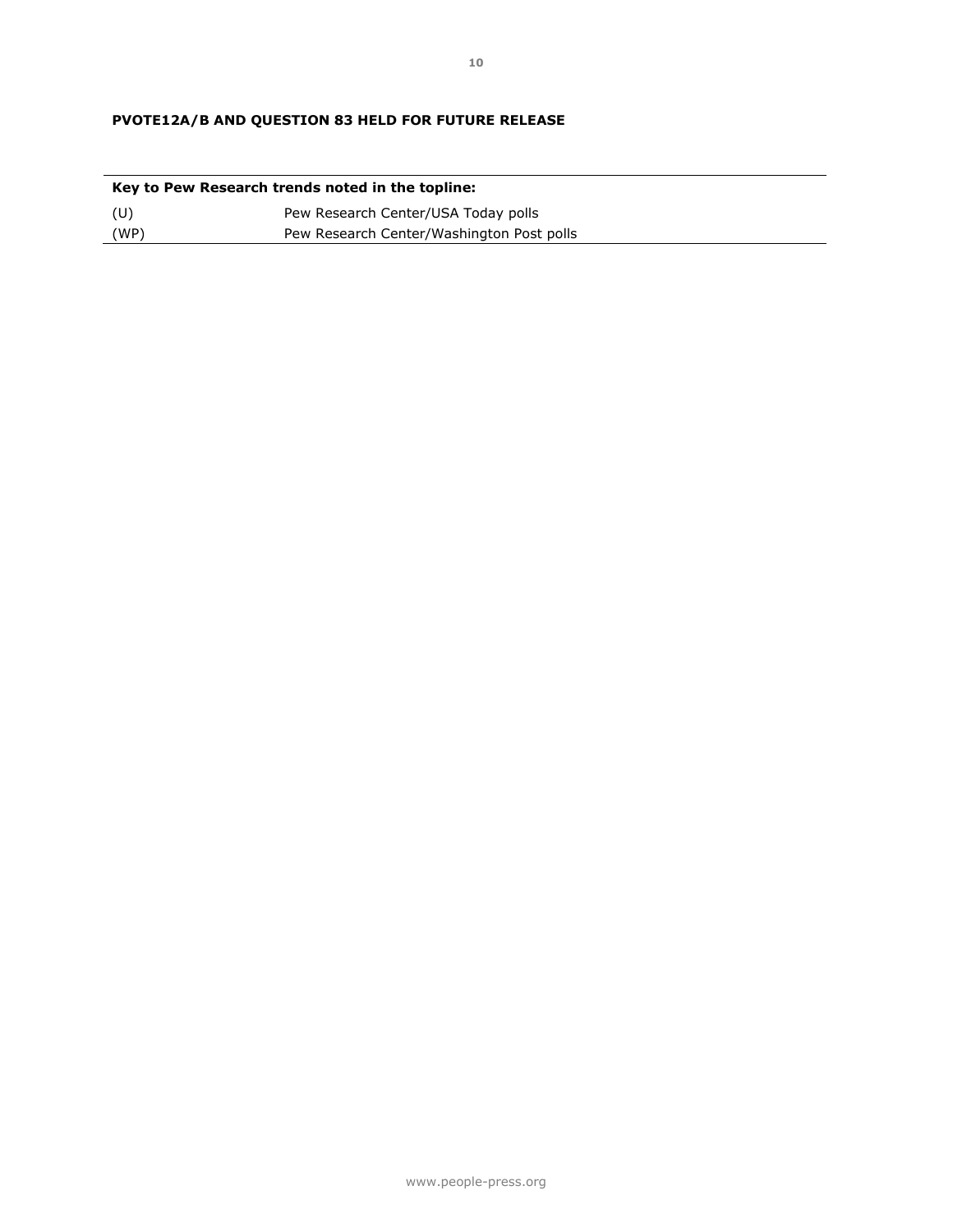**PVOTE12A/B AND QUESTION 83 HELD FOR FUTURE RELEASE**

| **Key to Pew Research trends noted in the topline:** | |
| --- | --- |
| (U) | Pew Research Center/USA Today polls |
| (WP) | Pew Research Center/Washington Post polls |